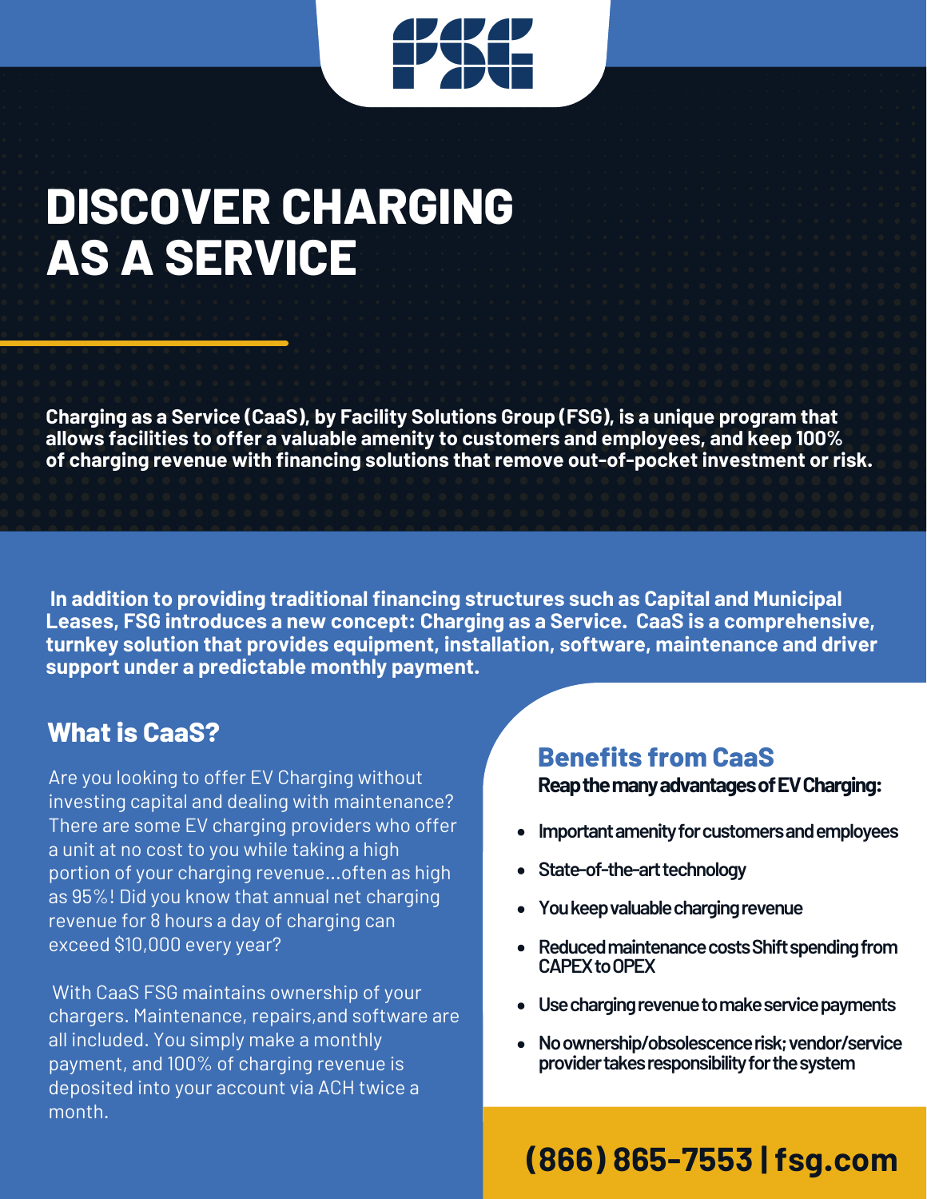FSG

# DISCOVER CHARGING AS A SERVICE

**Charging as a Service (CaaS), by Facility Solutions Group (FSG), is a unique program that allows facilities to offer a valuable amenity to customers and employees, and keep 100% of charging revenue with financing solutions that remove out-of-pocket investment or risk.**

**In addition to providing traditional financing structures such as Capital and Municipal Leases, FSG introduces a new concept: Charging as a Service. CaaS is a comprehensive, turnkey solution that provides equipment, installation, software, maintenance and driver support under a predictable monthly payment.**

## What is CaaS?

Are you looking to offer EV Charging without investing capital and dealing with maintenance? There are some EV charging providers who offer a unit at no cost to you while taking a high portion of your charging revenue...often as high as 95%! Did you know that annual net charging revenue for 8 hours a day of charging can exceed $10,000 every year?

With CaaS FSG maintains ownership of your chargers. Maintenance, repairs,and software are all included. You simply make a monthly payment, and 100% of charging revenue is deposited into your account via ACH twice a month.

## Benefits from CaaS

**Reap the many advantages of EV Charging:**

- **Important amenity for customers and employees**
- **State-of-the-art technology**
- **You keep valuable charging revenue**
- **Reduced maintenance costs Shift spending from CAPEX to OPEX**
- **Use charging revenue to make service payments**
- **No ownership/obsolescence risk; vendor/service provider takes responsibility for the system**

**(866) 865-7553 | fsg.com**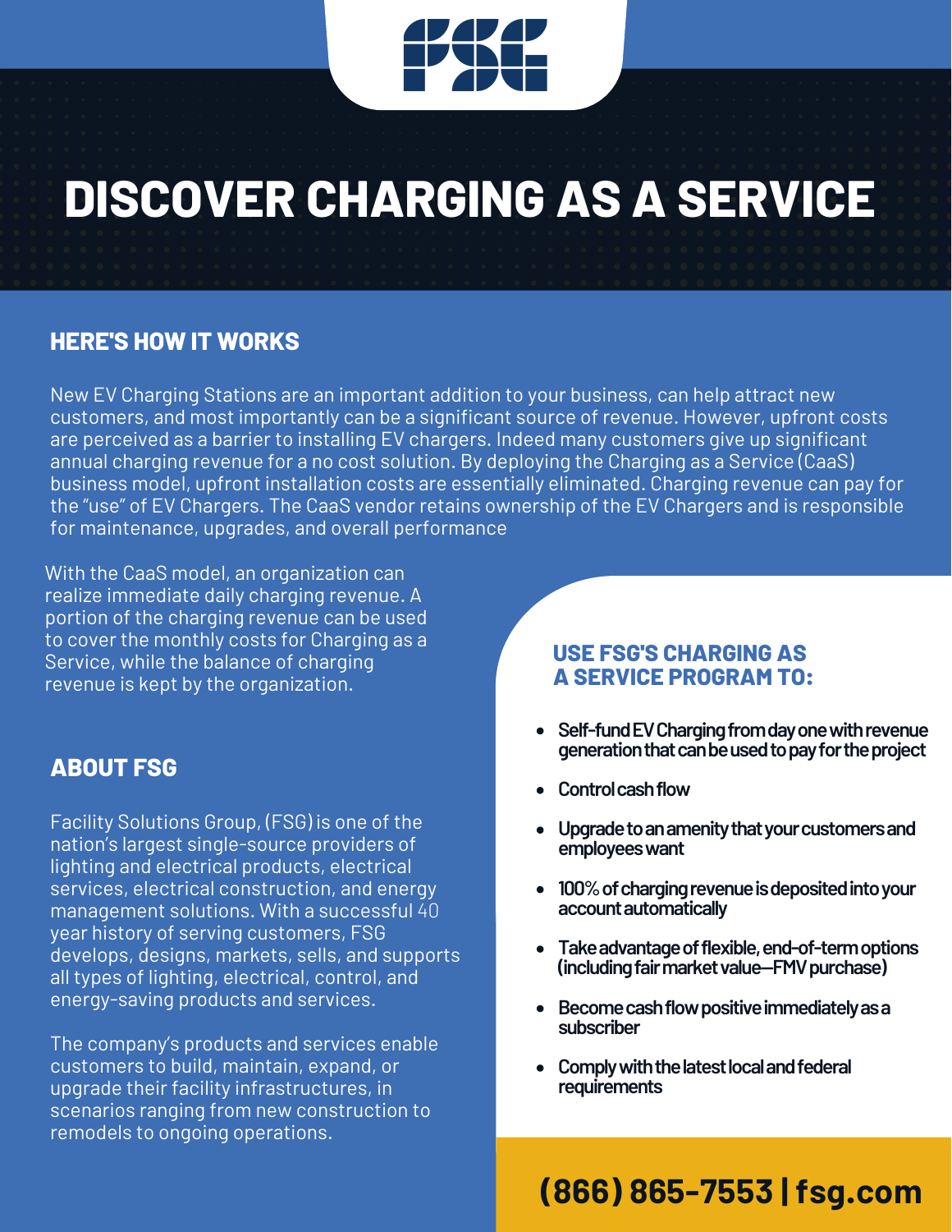# DISCOVER CHARGING AS A SERVICE

## HERE'S HOW IT WORKS

New EV Charging Stations are an important addition to your business, can help attract new customers, and most importantly can be a significant source of revenue. However, upfront costs are perceived as a barrier to installing EV chargers. Indeed many customers give up significant annual charging revenue for a no cost solution. By deploying the Charging as a Service (CaaS) business model, upfront installation costs are essentially eliminated. Charging revenue can pay for the "use" of EV Chargers. The CaaS vendor retains ownership of the EV Chargers and is responsible for maintenance, upgrades, and overall performance

With the CaaS model, an organization can realize immediate daily charging revenue. A portion of the charging revenue can be used to cover the monthly costs for Charging as a Service, while the balance of charging revenue is kept by the organization.

## ABOUT FSG

Facility Solutions Group, (FSG) is one of the nation's largest single-source providers of lighting and electrical products, electrical services, electrical construction, and energy management solutions. With a successful 40 year history of serving customers, FSG develops, designs, markets, sells, and supports all types of lighting, electrical, control, and energy-saving products and services.

The company's products and services enable customers to build, maintain, expand, or upgrade their facility infrastructures, in scenarios ranging from new construction to remodels to ongoing operations.

## USE FSG'S CHARGING AS A SERVICE PROGRAM TO:

- **Self-fund EV Charging from day one with revenue generation that can be used to pay for the project**
- **Control cash flow**
- **Upgrade to an amenity that your customers and employees want**
- **100% of charging revenue is deposited into your account automatically**
- **Take advantage of flexible, end-of-term options (including fair market value—FMV purchase)**
- **Become cash flow positive immediately as a subscriber**
- **Comply with the latest local and federal requirements**

**(866) 865-7553 | fsg.com**